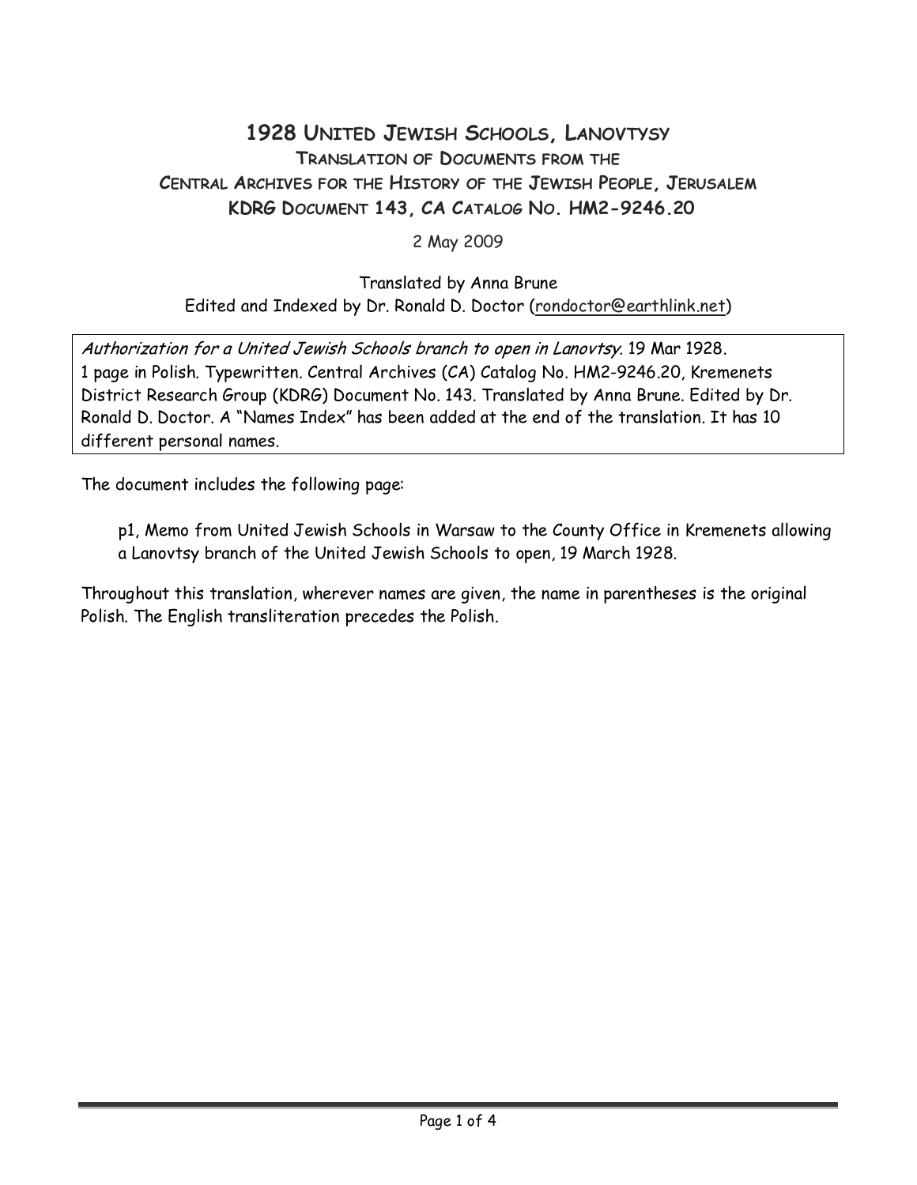# 1928 United Jewish Schools, Lanovtysy

## Translation of Documents from the Central Archives for the History of the Jewish People, Jerusalem

## KDRG Document 143, CA Catalog No. HM2-9246.20

2 May 2009

Translated by Anna Brune
Edited and Indexed by Dr. Ronald D. Doctor (rondoctor@earthlink.net)

*Authorization for a United Jewish Schools branch to open in Lanovtsy.* 19 Mar 1928. 1 page in Polish. Typewritten. Central Archives (CA) Catalog No. HM2-9246.20, Kremenets District Research Group (KDRG) Document No. 143. Translated by Anna Brune. Edited by Dr. Ronald D. Doctor. A "Names Index" has been added at the end of the translation. It has 10 different personal names.

The document includes the following page:

p1, Memo from United Jewish Schools in Warsaw to the County Office in Kremenets allowing a Lanovtsy branch of the United Jewish Schools to open, 19 March 1928.

Throughout this translation, wherever names are given, the name in parentheses is the original Polish. The English transliteration precedes the Polish.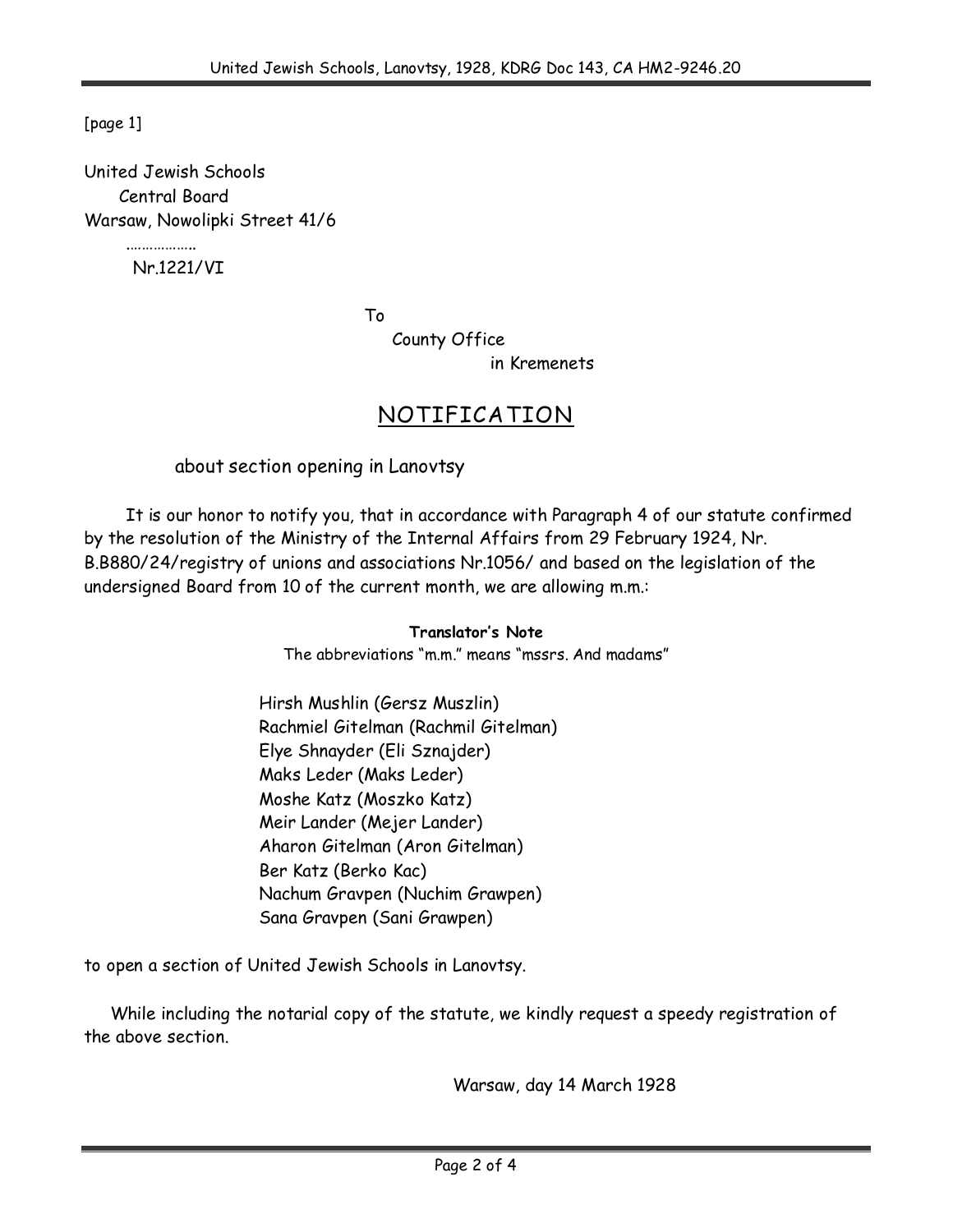[page 1]

United Jewish Schools
Central Board
Warsaw, Nowolipki Street 41/6
………………
Nr.1221/VI

To
County Office
in Kremenets

## NOTIFICATION

about section opening in Lanovtsy

It is our honor to notify you, that in accordance with Paragraph 4 of our statute confirmed by the resolution of the Ministry of the Internal Affairs from 29 February 1924, Nr. B.B880/24/registry of unions and associations Nr.1056/ and based on the legislation of the undersigned Board from 10 of the current month, we are allowing m.m.:

**Translator's Note**
The abbreviations "m.m." means "mssrs. And madams"

Hirsh Mushlin (Gersz Muszlin)
Rachmiel Gitelman (Rachmil Gitelman)
Elye Shnayder (Eli Sznajder)
Maks Leder (Maks Leder)
Moshe Katz (Moszko Katz)
Meir Lander (Mejer Lander)
Aharon Gitelman (Aron Gitelman)
Ber Katz (Berko Kac)
Nachum Gravpen (Nuchim Grawpen)
Sana Gravpen (Sani Grawpen)

to open a section of United Jewish Schools in Lanovtsy.

While including the notarial copy of the statute, we kindly request a speedy registration of the above section.

Warsaw, day 14 March 1928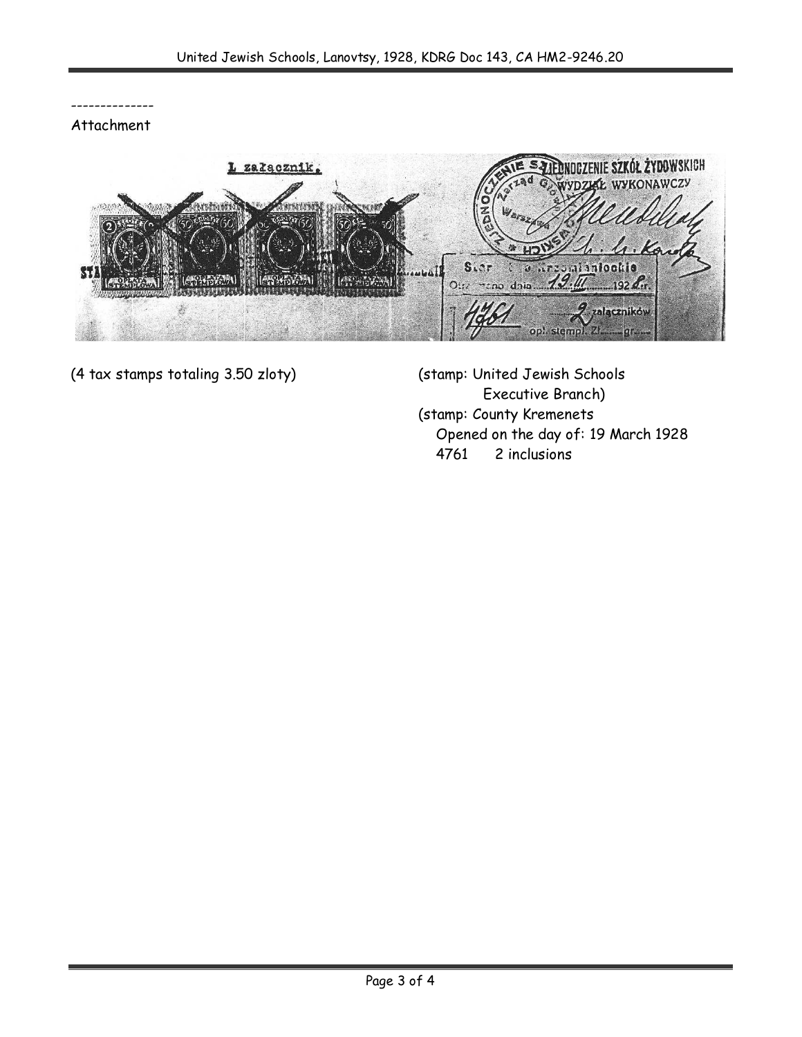--------------
Attachment

(4 tax stamps totaling 3.50 zloty)

(stamp: United Jewish Schools
Executive Branch)

(stamp: County Kremenets
Opened on the day of: 19 March 1928
4761 2 inclusions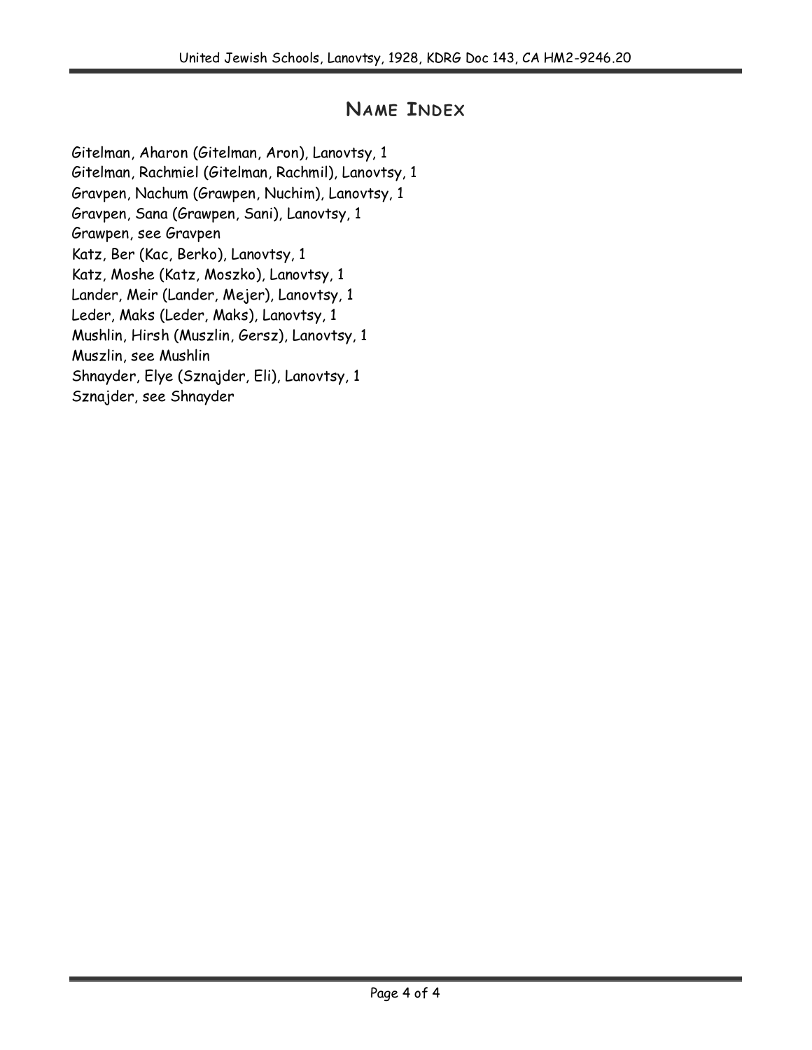## Name Index

Gitelman, Aharon (Gitelman, Aron), Lanovtsy, 1
Gitelman, Rachmiel (Gitelman, Rachmil), Lanovtsy, 1
Gravpen, Nachum (Grawpen, Nuchim), Lanovtsy, 1
Gravpen, Sana (Grawpen, Sani), Lanovtsy, 1
Grawpen, see Gravpen
Katz, Ber (Kac, Berko), Lanovtsy, 1
Katz, Moshe (Katz, Moszko), Lanovtsy, 1
Lander, Meir (Lander, Mejer), Lanovtsy, 1
Leder, Maks (Leder, Maks), Lanovtsy, 1
Mushlin, Hirsh (Muszlin, Gersz), Lanovtsy, 1
Muszlin, see Mushlin
Shnayder, Elye (Sznajder, Eli), Lanovtsy, 1
Sznajder, see Shnayder